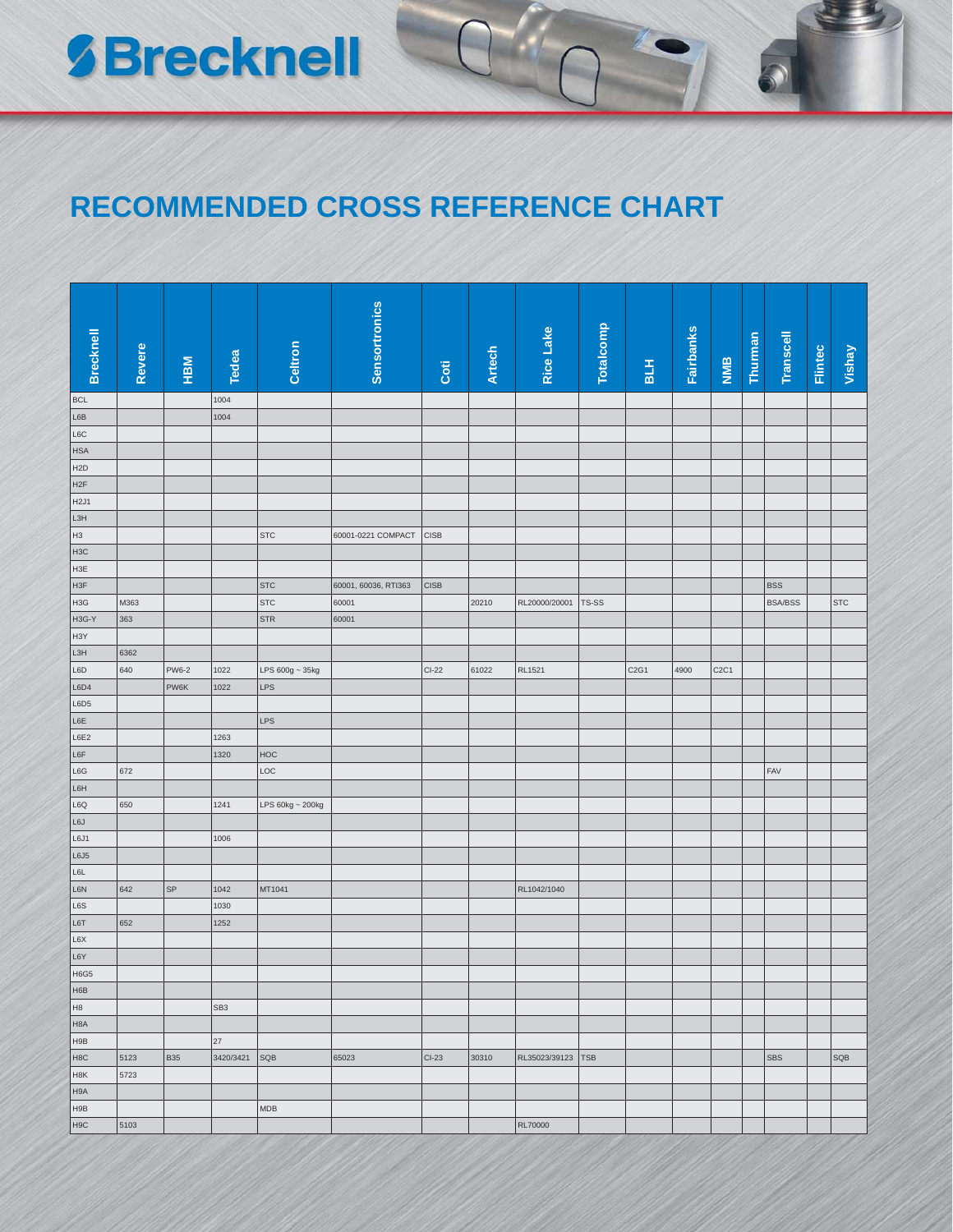# RECOMMENDED CROSS REFERENCE CHART

| Brecknell | Revere | HBM | Tedea | Celtron | Sensortronics | Coti | Artech | Rice Lake | Totalcomp | BLH | Fairbanks | NMB | Thurman | Transcell | Flintec | Vishay |
|---|---|---|---|---|---|---|---|---|---|---|---|---|---|---|---|---|
| BCL | | | 1004 | | | | | | | | | | | | | |
| L6B | | | 1004 | | | | | | | | | | | | | |
| L6C | | | | | | | | | | | | | | | | |
| HSA | | | | | | | | | | | | | | | | |
| H2D | | | | | | | | | | | | | | | | |
| H2F | | | | | | | | | | | | | | | | |
| H2J1 | | | | | | | | | | | | | | | | |
| L3H | | | | | | | | | | | | | | | | |
| H3 | | | | STC | 60001-0221 COMPACT | CISB | | | | | | | | | | |
| H3C | | | | | | | | | | | | | | | | |
| H3E | | | | | | | | | | | | | | | | |
| H3F | | | | STC | 60001, 60036, RTI363 | CISB | | | | | | | | BSS | | |
| H3G | M363 | | | STC | 60001 | | 20210 | RL20000/20001 | TS-SS | | | | | BSA/BSS | | STC |
| H3G-Y | 363 | | | STR | 60001 | | | | | | | | | | | |
| H3Y | | | | | | | | | | | | | | | | |
| L3H | 6362 | | | | | | | | | | | | | | | |
| L6D | 640 | PW6-2 | 1022 | LPS 600g ~ 35kg | | CI-22 | 61022 | RL1521 | | C2G1 | 4900 | C2C1 | | | | |
| L6D4 | | PW6K | 1022 | LPS | | | | | | | | | | | | |
| L6D5 | | | | | | | | | | | | | | | | |
| L6E | | | | LPS | | | | | | | | | | | | |
| L6E2 | | | 1263 | | | | | | | | | | | | | |
| L6F | | | 1320 | HOC | | | | | | | | | | | | |
| L6G | 672 | | | LOC | | | | | | | | | | FAV | | |
| L6H | | | | | | | | | | | | | | | | |
| L6Q | 650 | | 1241 | LPS 60kg ~ 200kg | | | | | | | | | | | | |
| L6J | | | | | | | | | | | | | | | | |
| L6J1 | | | 1006 | | | | | | | | | | | | | |
| L6J5 | | | | | | | | | | | | | | | | |
| L6L | | | | | | | | | | | | | | | | |
| L6N | 642 | SP | 1042 | MT1041 | | | | RL1042/1040 | | | | | | | | |
| L6S | | | 1030 | | | | | | | | | | | | | |
| L6T | 652 | | 1252 | | | | | | | | | | | | | |
| L6X | | | | | | | | | | | | | | | | |
| L6Y | | | | | | | | | | | | | | | | |
| H6G5 | | | | | | | | | | | | | | | | |
| H6B | | | | | | | | | | | | | | | | |
| H8 | | | SB3 | | | | | | | | | | | | | |
| H8A | | | | | | | | | | | | | | | | |
| H9B | | | 27 | | | | | | | | | | | | | |
| H8C | 5123 | B35 | 3420/3421 | SQB | 65023 | CI-23 | 30310 | RL35023/39123 | TSB | | | | | SBS | | SQB |
| H8K | 5723 | | | | | | | | | | | | | | | |
| H9A | | | | | | | | | | | | | | | | |
| H9B | | | | MDB | | | | | | | | | | | | |
| H9C | 5103 | | | | | | | RL70000 | | | | | | | | |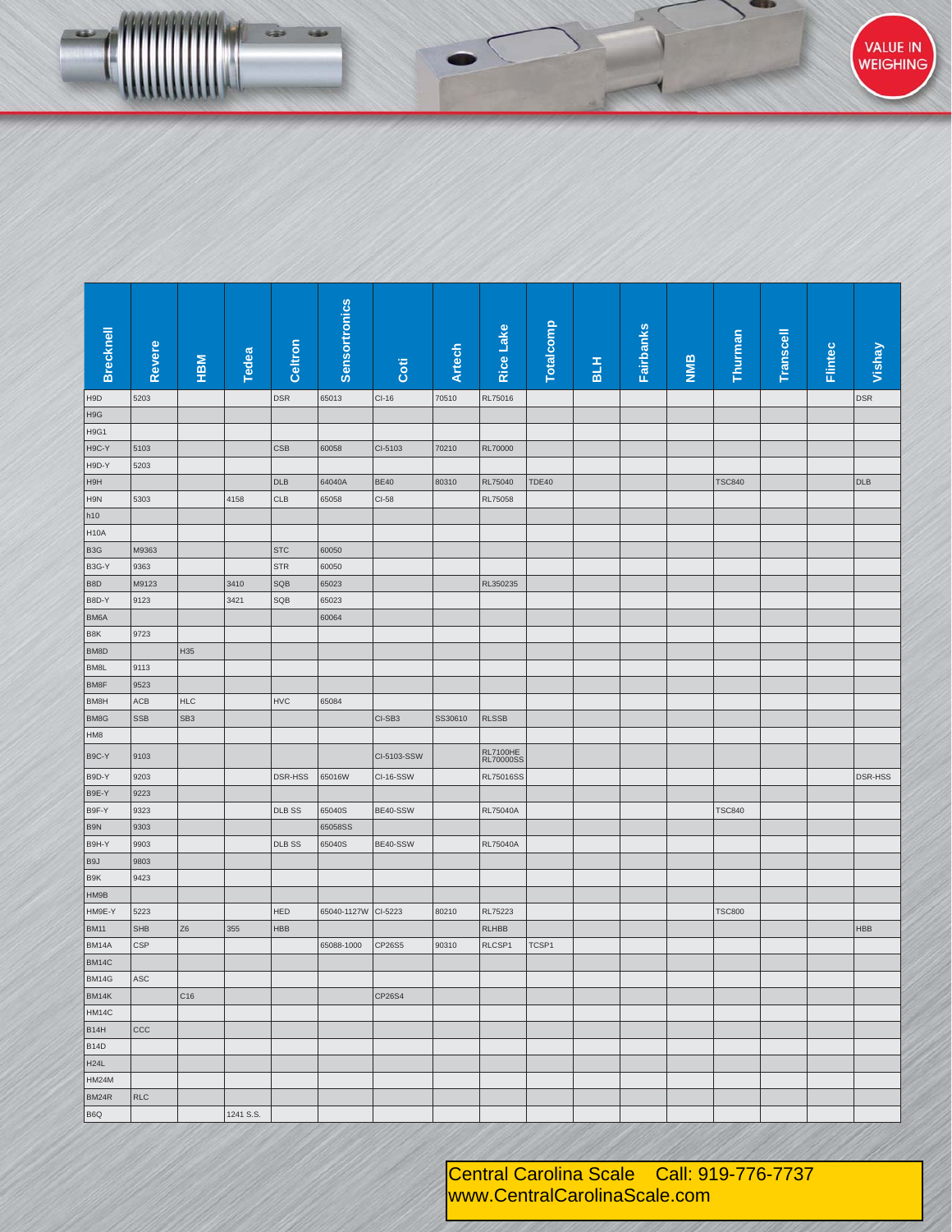| Brecknell | Revere | HBM | Tedea | Celtron | Sensortronics | Coti | Artech | Rice Lake | Totalcomp | BLH | Fairbanks | NMB | Thurman | Transcell | Flintec | Vishay |
|---|---|---|---|---|---|---|---|---|---|---|---|---|---|---|---|---|
| H9D | 5203 | | | DSR | 65013 | CI-16 | 70510 | RL75016 | | | | | | | | DSR |
| H9G | | | | | | | | | | | | | | | | |
| H9G1 | | | | | | | | | | | | | | | | |
| H9C-Y | 5103 | | | CSB | 60058 | CI-5103 | 70210 | RL70000 | | | | | | | | |
| H9D-Y | 5203 | | | | | | | | | | | | | | | |
| H9H | | | | DLB | 64040A | BE40 | 80310 | RL75040 | TDE40 | | | | TSC840 | | | DLB |
| H9N | 5303 | | 4158 | CLB | 65058 | CI-58 | | RL75058 | | | | | | | | |
| h10 | | | | | | | | | | | | | | | | |
| H10A | | | | | | | | | | | | | | | | |
| B3G | M9363 | | | STC | 60050 | | | | | | | | | | | |
| B3G-Y | 9363 | | | STR | 60050 | | | | | | | | | | | |
| B8D | M9123 | | 3410 | SQB | 65023 | | | RL350235 | | | | | | | | |
| B8D-Y | 9123 | | 3421 | SQB | 65023 | | | | | | | | | | | |
| BM6A | | | | | 60064 | | | | | | | | | | | |
| B8K | 9723 | | | | | | | | | | | | | | | |
| BM8D | | H35 | | | | | | | | | | | | | | |
| BM8L | 9113 | | | | | | | | | | | | | | | |
| BM8F | 9523 | | | | | | | | | | | | | | | |
| BM8H | ACB | HLC | | HVC | 65084 | | | | | | | | | | | |
| BM8G | SSB | SB3 | | | | CI-SB3 | SS30610 | RLSSB | | | | | | | | |
| HM8 | | | | | | | | | | | | | | | | |
| B9C-Y | 9103 | | | | | CI-5103-SSW | | RL7100HE RL70000SS | | | | | | | | |
| B9D-Y | 9203 | | | DSR-HSS | 65016W | CI-16-SSW | | RL75016SS | | | | | | | | DSR-HSS |
| B9E-Y | 9223 | | | | | | | | | | | | | | | |
| B9F-Y | 9323 | | | DLB SS | 65040S | BE40-SSW | | RL75040A | | | | | TSC840 | | | |
| B9N | 9303 | | | | 65058SS | | | | | | | | | | | |
| B9H-Y | 9903 | | | DLB SS | 65040S | BE40-SSW | | RL75040A | | | | | | | | |
| B9J | 9803 | | | | | | | | | | | | | | | |
| B9K | 9423 | | | | | | | | | | | | | | | |
| HM9B | | | | | | | | | | | | | | | | |
| HM9E-Y | 5223 | | | HED | 65040-1127W | CI-5223 | 80210 | RL75223 | | | | | TSC800 | | | |
| BM11 | SHB | Z6 | 355 | HBB | | | | RLHBB | | | | | | | | HBB |
| BM14A | CSP | | | | 65088-1000 | CP26S5 | 90310 | RLCSP1 | TCSP1 | | | | | | | |
| BM14C | | | | | | | | | | | | | | | | |
| BM14G | ASC | | | | | | | | | | | | | | | |
| BM14K | | C16 | | | | CP26S4 | | | | | | | | | | |
| HM14C | | | | | | | | | | | | | | | | |
| B14H | CCC | | | | | | | | | | | | | | | |
| B14D | | | | | | | | | | | | | | | | |
| H24L | | | | | | | | | | | | | | | | |
| HM24M | | | | | | | | | | | | | | | | |
| BM24R | RLC | | | | | | | | | | | | | | | |
| B6Q | | | 1241 S.S. | | | | | | | | | | | | | |

Central Carolina Scale Call: 919-776-7737
www.CentralCarolinaScale.com